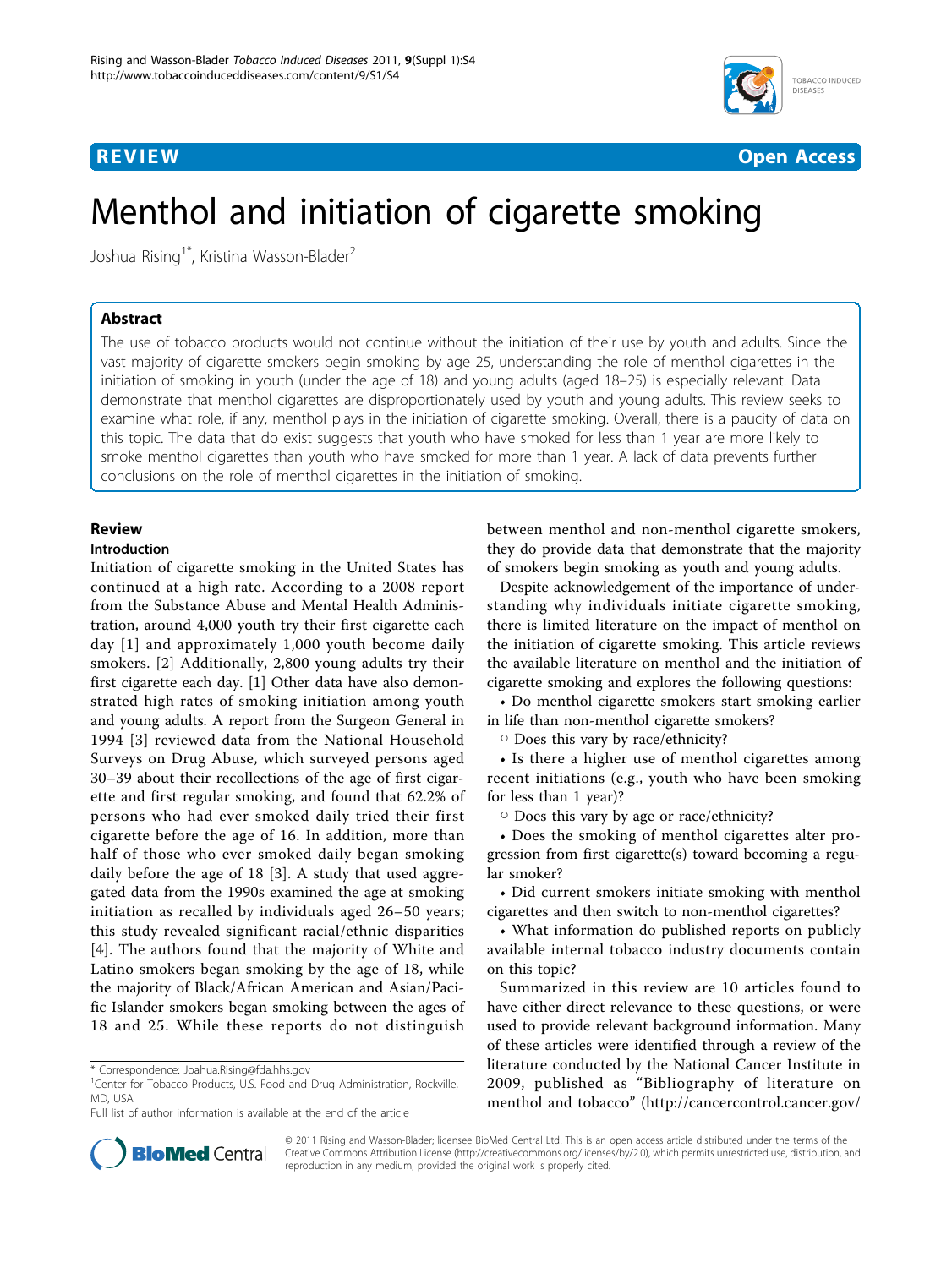REVIEW Open Access

# Menthol and initiation of cigarette smoking

Joshua Rising[1*], Kristina Wasson-Blader[2]

## Abstract

The use of tobacco products would not continue without the initiation of their use by youth and adults. Since the vast majority of cigarette smokers begin smoking by age 25, understanding the role of menthol cigarettes in the initiation of smoking in youth (under the age of 18) and young adults (aged 18–25) is especially relevant. Data demonstrate that menthol cigarettes are disproportionately used by youth and young adults. This review seeks to examine what role, if any, menthol plays in the initiation of cigarette smoking. Overall, there is a paucity of data on this topic. The data that do exist suggests that youth who have smoked for less than 1 year are more likely to smoke menthol cigarettes than youth who have smoked for more than 1 year. A lack of data prevents further conclusions on the role of menthol cigarettes in the initiation of smoking.

## Review

### Introduction

Initiation of cigarette smoking in the United States has continued at a high rate. According to a 2008 report from the Substance Abuse and Mental Health Administration, around 4,000 youth try their first cigarette each day [1] and approximately 1,000 youth become daily smokers. [2] Additionally, 2,800 young adults try their first cigarette each day. [1] Other data have also demonstrated high rates of smoking initiation among youth and young adults. A report from the Surgeon General in 1994 [3] reviewed data from the National Household Surveys on Drug Abuse, which surveyed persons aged 30–39 about their recollections of the age of first cigarette and first regular smoking, and found that 62.2% of persons who had ever smoked daily tried their first cigarette before the age of 16. In addition, more than half of those who ever smoked daily began smoking daily before the age of 18 [3]. A study that used aggregated data from the 1990s examined the age at smoking initiation as recalled by individuals aged 26–50 years; this study revealed significant racial/ethnic disparities [4]. The authors found that the majority of White and Latino smokers began smoking by the age of 18, while the majority of Black/African American and Asian/Pacific Islander smokers began smoking between the ages of 18 and 25. While these reports do not distinguish between menthol and non-menthol cigarette smokers, they do provide data that demonstrate that the majority of smokers begin smoking as youth and young adults.

Despite acknowledgement of the importance of understanding why individuals initiate cigarette smoking, there is limited literature on the impact of menthol on the initiation of cigarette smoking. This article reviews the available literature on menthol and the initiation of cigarette smoking and explores the following questions:

- Do menthol cigarette smokers start smoking earlier in life than non-menthol cigarette smokers?
  - Does this vary by race/ethnicity?
- Is there a higher use of menthol cigarettes among recent initiations (e.g., youth who have been smoking for less than 1 year)?
  - Does this vary by age or race/ethnicity?
- Does the smoking of menthol cigarettes alter progression from first cigarette(s) toward becoming a regular smoker?
- Did current smokers initiate smoking with menthol cigarettes and then switch to non-menthol cigarettes?
- What information do published reports on publicly available internal tobacco industry documents contain on this topic?

Summarized in this review are 10 articles found to have either direct relevance to these questions, or were used to provide relevant background information. Many of these articles were identified through a review of the literature conducted by the National Cancer Institute in 2009, published as "Bibliography of literature on menthol and tobacco" (http://cancercontrol.cancer.gov/

* Correspondence: Joahua.Rising@fda.hhs.gov
[1]Center for Tobacco Products, U.S. Food and Drug Administration, Rockville, MD, USA
Full list of author information is available at the end of the article

© 2011 Rising and Wasson-Blader; licensee BioMed Central Ltd. This is an open access article distributed under the terms of the Creative Commons Attribution License (http://creativecommons.org/licenses/by/2.0), which permits unrestricted use, distribution, and reproduction in any medium, provided the original work is properly cited.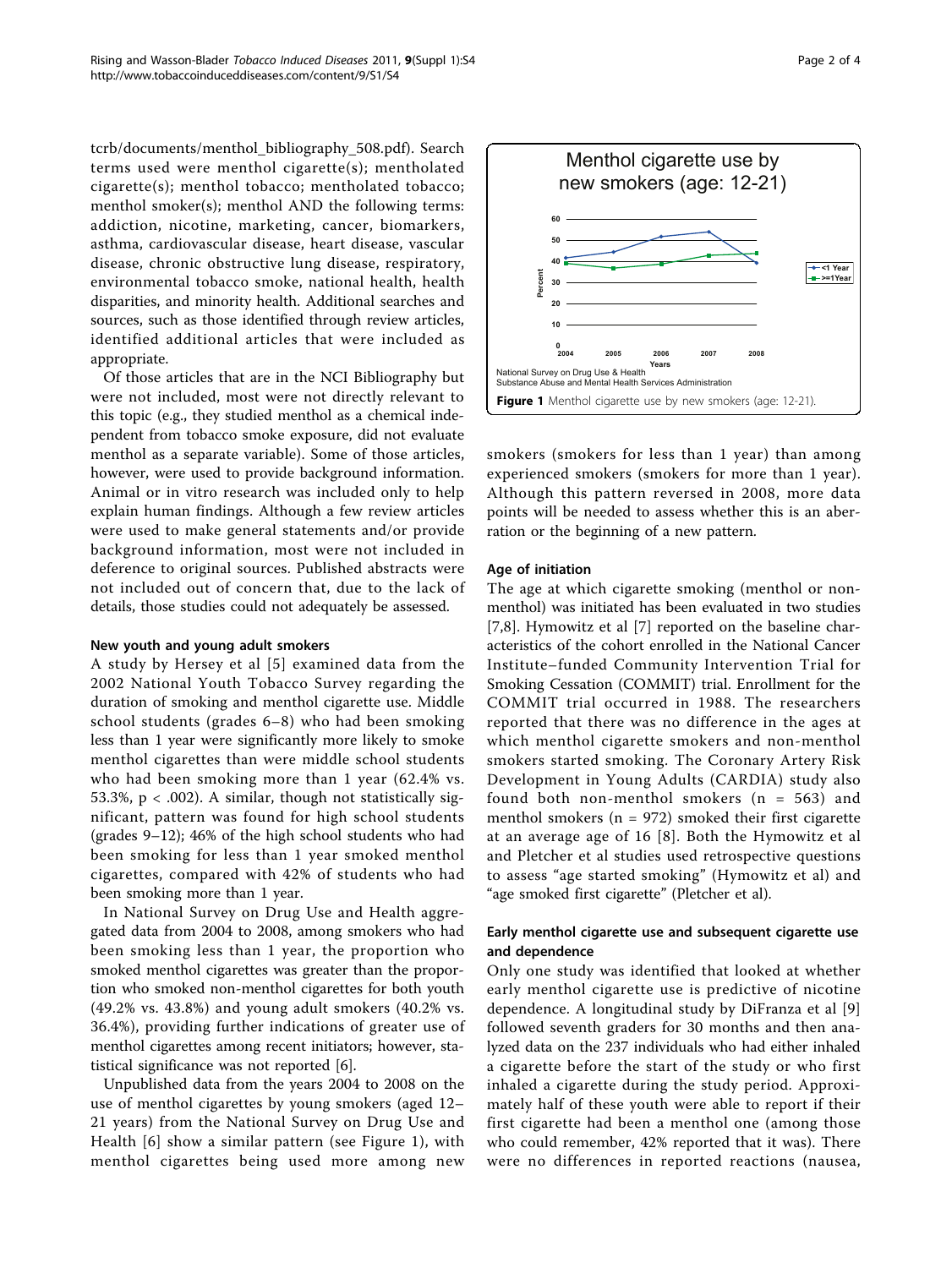tcrb/documents/menthol_bibliography_508.pdf). Search terms used were menthol cigarette(s); mentholated cigarette(s); menthol tobacco; mentholated tobacco; menthol smoker(s); menthol AND the following terms: addiction, nicotine, marketing, cancer, biomarkers, asthma, cardiovascular disease, heart disease, vascular disease, chronic obstructive lung disease, respiratory, environmental tobacco smoke, national health, health disparities, and minority health. Additional searches and sources, such as those identified through review articles, identified additional articles that were included as appropriate.

Of those articles that are in the NCI Bibliography but were not included, most were not directly relevant to this topic (e.g., they studied menthol as a chemical independent from tobacco smoke exposure, did not evaluate menthol as a separate variable). Some of those articles, however, were used to provide background information. Animal or in vitro research was included only to help explain human findings. Although a few review articles were used to make general statements and/or provide background information, most were not included in deference to original sources. Published abstracts were not included out of concern that, due to the lack of details, those studies could not adequately be assessed.

#### New youth and young adult smokers

A study by Hersey et al [5] examined data from the 2002 National Youth Tobacco Survey regarding the duration of smoking and menthol cigarette use. Middle school students (grades 6–8) who had been smoking less than 1 year were significantly more likely to smoke menthol cigarettes than were middle school students who had been smoking more than 1 year (62.4% vs. 53.3%, $p < .002$). A similar, though not statistically significant, pattern was found for high school students (grades 9–12); 46% of the high school students who had been smoking for less than 1 year smoked menthol cigarettes, compared with 42% of students who had been smoking more than 1 year.

In National Survey on Drug Use and Health aggregated data from 2004 to 2008, among smokers who had been smoking less than 1 year, the proportion who smoked menthol cigarettes was greater than the proportion who smoked non-menthol cigarettes for both youth (49.2% vs. 43.8%) and young adult smokers (40.2% vs. 36.4%), providing further indications of greater use of menthol cigarettes among recent initiators; however, statistical significance was not reported [6].

Unpublished data from the years 2004 to 2008 on the use of menthol cigarettes by young smokers (aged 12–21 years) from the National Survey on Drug Use and Health [6] show a similar pattern (see Figure 1), with menthol cigarettes being used more among new smokers (smokers for less than 1 year) than among experienced smokers (smokers for more than 1 year). Although this pattern reversed in 2008, more data points will be needed to assess whether this is an aberration or the beginning of a new pattern.

**Figure 1** Menthol cigarette use by new smokers (age: 12-21).

#### Age of initiation

The age at which cigarette smoking (menthol or non-menthol) was initiated has been evaluated in two studies [7,8]. Hymowitz et al [7] reported on the baseline characteristics of the cohort enrolled in the National Cancer Institute–funded Community Intervention Trial for Smoking Cessation (COMMIT) trial. Enrollment for the COMMIT trial occurred in 1988. The researchers reported that there was no difference in the ages at which menthol cigarette smokers and non-menthol smokers started smoking. The Coronary Artery Risk Development in Young Adults (CARDIA) study also found both non-menthol smokers (n = 563) and menthol smokers (n = 972) smoked their first cigarette at an average age of 16 [8]. Both the Hymowitz et al and Pletcher et al studies used retrospective questions to assess "age started smoking" (Hymowitz et al) and "age smoked first cigarette" (Pletcher et al).

#### Early menthol cigarette use and subsequent cigarette use and dependence

Only one study was identified that looked at whether early menthol cigarette use is predictive of nicotine dependence. A longitudinal study by DiFranza et al [9] followed seventh graders for 30 months and then analyzed data on the 237 individuals who had either inhaled a cigarette before the start of the study or who first inhaled a cigarette during the study period. Approximately half of these youth were able to report if their first cigarette had been a menthol one (among those who could remember, 42% reported that it was). There were no differences in reported reactions (nausea,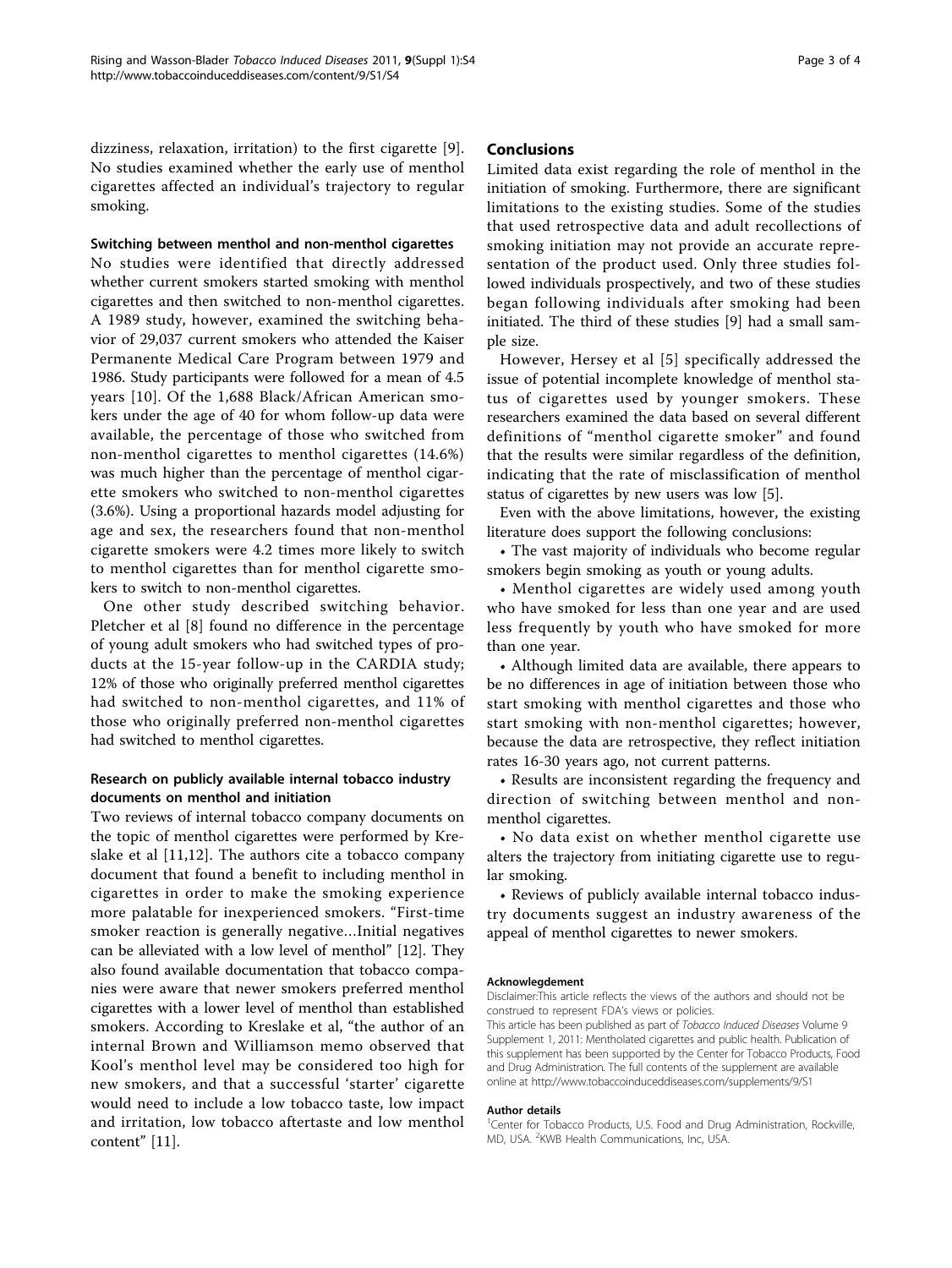dizziness, relaxation, irritation) to the first cigarette [9]. No studies examined whether the early use of menthol cigarettes affected an individual's trajectory to regular smoking.

#### Switching between menthol and non-menthol cigarettes

No studies were identified that directly addressed whether current smokers started smoking with menthol cigarettes and then switched to non-menthol cigarettes. A 1989 study, however, examined the switching behavior of 29,037 current smokers who attended the Kaiser Permanente Medical Care Program between 1979 and 1986. Study participants were followed for a mean of 4.5 years [10]. Of the 1,688 Black/African American smokers under the age of 40 for whom follow-up data were available, the percentage of those who switched from non-menthol cigarettes to menthol cigarettes (14.6%) was much higher than the percentage of menthol cigarette smokers who switched to non-menthol cigarettes (3.6%). Using a proportional hazards model adjusting for age and sex, the researchers found that non-menthol cigarette smokers were 4.2 times more likely to switch to menthol cigarettes than for menthol cigarette smokers to switch to non-menthol cigarettes.

One other study described switching behavior. Pletcher et al [8] found no difference in the percentage of young adult smokers who had switched types of products at the 15-year follow-up in the CARDIA study; 12% of those who originally preferred menthol cigarettes had switched to non-menthol cigarettes, and 11% of those who originally preferred non-menthol cigarettes had switched to menthol cigarettes.

#### Research on publicly available internal tobacco industry documents on menthol and initiation

Two reviews of internal tobacco company documents on the topic of menthol cigarettes were performed by Kreslake et al [11,12]. The authors cite a tobacco company document that found a benefit to including menthol in cigarettes in order to make the smoking experience more palatable for inexperienced smokers. "First-time smoker reaction is generally negative...Initial negatives can be alleviated with a low level of menthol" [12]. They also found available documentation that tobacco companies were aware that newer smokers preferred menthol cigarettes with a lower level of menthol than established smokers. According to Kreslake et al, "the author of an internal Brown and Williamson memo observed that Kool's menthol level may be considered too high for new smokers, and that a successful 'starter' cigarette would need to include a low tobacco taste, low impact and irritation, low tobacco aftertaste and low menthol content" [11].

## Conclusions

Limited data exist regarding the role of menthol in the initiation of smoking. Furthermore, there are significant limitations to the existing studies. Some of the studies that used retrospective data and adult recollections of smoking initiation may not provide an accurate representation of the product used. Only three studies followed individuals prospectively, and two of these studies began following individuals after smoking had been initiated. The third of these studies [9] had a small sample size.

However, Hersey et al [5] specifically addressed the issue of potential incomplete knowledge of menthol status of cigarettes used by younger smokers. These researchers examined the data based on several different definitions of "menthol cigarette smoker" and found that the results were similar regardless of the definition, indicating that the rate of misclassification of menthol status of cigarettes by new users was low [5].

Even with the above limitations, however, the existing literature does support the following conclusions:

- The vast majority of individuals who become regular smokers begin smoking as youth or young adults.
- Menthol cigarettes are widely used among youth who have smoked for less than one year and are used less frequently by youth who have smoked for more than one year.
- Although limited data are available, there appears to be no differences in age of initiation between those who start smoking with menthol cigarettes and those who start smoking with non-menthol cigarettes; however, because the data are retrospective, they reflect initiation rates 16-30 years ago, not current patterns.
- Results are inconsistent regarding the frequency and direction of switching between menthol and non-menthol cigarettes.
- No data exist on whether menthol cigarette use alters the trajectory from initiating cigarette use to regular smoking.
- Reviews of publicly available internal tobacco industry documents suggest an industry awareness of the appeal of menthol cigarettes to newer smokers.

#### Acknowlegdement

Disclaimer:This article reflects the views of the authors and should not be construed to represent FDA's views or policies.

This article has been published as part of *Tobacco Induced Diseases* Volume 9 Supplement 1, 2011: Mentholated cigarettes and public health. Publication of this supplement has been supported by the Center for Tobacco Products, Food and Drug Administration. The full contents of the supplement are available online at http://www.tobaccoinduceddiseases.com/supplements/9/S1

#### Author details

[1]Center for Tobacco Products, U.S. Food and Drug Administration, Rockville, MD, USA. [2]KWB Health Communications, Inc, USA.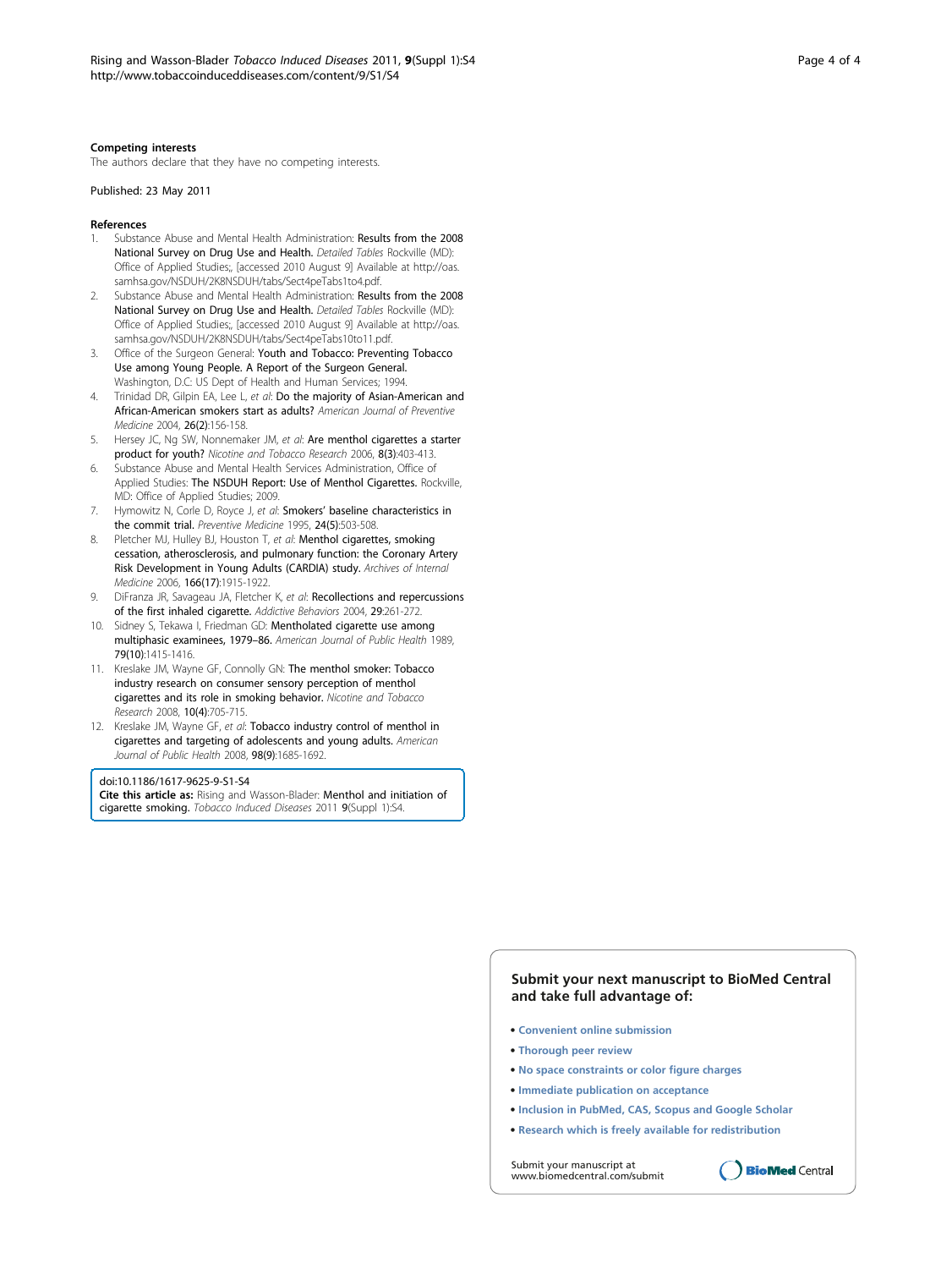#### Competing interests

The authors declare that they have no competing interests.

Published: 23 May 2011

#### References

1. Substance Abuse and Mental Health Administration: **Results from the 2008 National Survey on Drug Use and Health.** *Detailed Tables* Rockville (MD): Office of Applied Studies;, [accessed 2010 August 9] Available at http://oas.samhsa.gov/NSDUH/2K8NSDUH/tabs/Sect4peTabs1to4.pdf.
2. Substance Abuse and Mental Health Administration: **Results from the 2008 National Survey on Drug Use and Health.** *Detailed Tables* Rockville (MD): Office of Applied Studies;, [accessed 2010 August 9] Available at http://oas.samhsa.gov/NSDUH/2K8NSDUH/tabs/Sect4peTabs10to11.pdf.
3. Office of the Surgeon General: **Youth and Tobacco: Preventing Tobacco Use among Young People. A Report of the Surgeon General.** Washington, D.C: US Dept of Health and Human Services; 1994.
4. Trinidad DR, Gilpin EA, Lee L, *et al*: **Do the majority of Asian-American and African-American smokers start as adults?** *American Journal of Preventive Medicine* 2004, **26(2)**:156-158.
5. Hersey JC, Ng SW, Nonnemaker JM, *et al*: **Are menthol cigarettes a starter product for youth?** *Nicotine and Tobacco Research* 2006, **8(3)**:403-413.
6. Substance Abuse and Mental Health Services Administration, Office of Applied Studies: **The NSDUH Report: Use of Menthol Cigarettes.** Rockville, MD: Office of Applied Studies; 2009.
7. Hymowitz N, Corle D, Royce J, *et al*: **Smokers' baseline characteristics in the commit trial.** *Preventive Medicine* 1995, **24(5)**:503-508.
8. Pletcher MJ, Hulley BJ, Houston T, *et al*: **Menthol cigarettes, smoking cessation, atherosclerosis, and pulmonary function: the Coronary Artery Risk Development in Young Adults (CARDIA) study.** *Archives of Internal Medicine* 2006, **166(17)**:1915-1922.
9. DiFranza JR, Savageau JA, Fletcher K, *et al*: **Recollections and repercussions of the first inhaled cigarette.** *Addictive Behaviors* 2004, **29**:261-272.
10. Sidney S, Tekawa I, Friedman GD: **Mentholated cigarette use among multiphasic examinees, 1979–86.** *American Journal of Public Health* 1989, **79(10)**:1415-1416.
11. Kreslake JM, Wayne GF, Connolly GN: **The menthol smoker: Tobacco industry research on consumer sensory perception of menthol cigarettes and its role in smoking behavior.** *Nicotine and Tobacco Research* 2008, **10(4)**:705-715.
12. Kreslake JM, Wayne GF, *et al*: **Tobacco industry control of menthol in cigarettes and targeting of adolescents and young adults.** *American Journal of Public Health* 2008, **98(9)**:1685-1692.

doi:10.1186/1617-9625-9-S1-S4
**Cite this article as:** Rising and Wasson-Blader: **Menthol and initiation of cigarette smoking.** *Tobacco Induced Diseases* 2011 **9**(Suppl 1):S4.

**Submit your next manuscript to BioMed Central and take full advantage of:**

- Convenient online submission
- Thorough peer review
- No space constraints or color figure charges
- Immediate publication on acceptance
- Inclusion in PubMed, CAS, Scopus and Google Scholar
- Research which is freely available for redistribution

Submit your manuscript at
www.biomedcentral.com/submit

BioMed Central